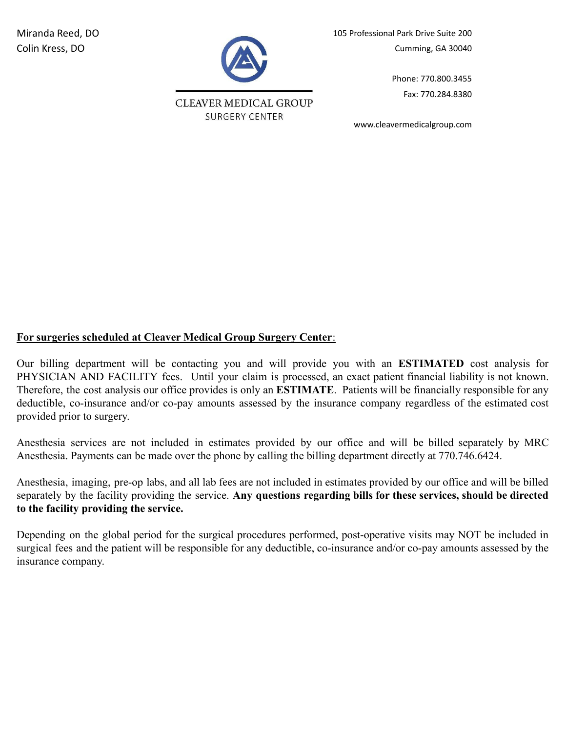Miranda Reed, DO
Colin Kress, DO

CLEAVER MEDICAL GROUP
SURGERY CENTER

105 Professional Park Drive Suite 200
Cumming, GA 30040

Phone: 770.800.3455
Fax: 770.284.8380

www.cleavermedicalgroup.com

**For surgeries scheduled at Cleaver Medical Group Surgery Center**:

Our billing department will be contacting you and will provide you with an **ESTIMATED** cost analysis for PHYSICIAN AND FACILITY fees. Until your claim is processed, an exact patient financial liability is not known. Therefore, the cost analysis our office provides is only an **ESTIMATE**. Patients will be financially responsible for any deductible, co-insurance and/or co-pay amounts assessed by the insurance company regardless of the estimated cost provided prior to surgery.

Anesthesia services are not included in estimates provided by our office and will be billed separately by MRC Anesthesia. Payments can be made over the phone by calling the billing department directly at 770.746.6424.

Anesthesia, imaging, pre-op labs, and all lab fees are not included in estimates provided by our office and will be billed separately by the facility providing the service. **Any questions regarding bills for these services, should be directed to the facility providing the service.**

Depending on the global period for the surgical procedures performed, post-operative visits may NOT be included in surgical fees and the patient will be responsible for any deductible, co-insurance and/or co-pay amounts assessed by the insurance company.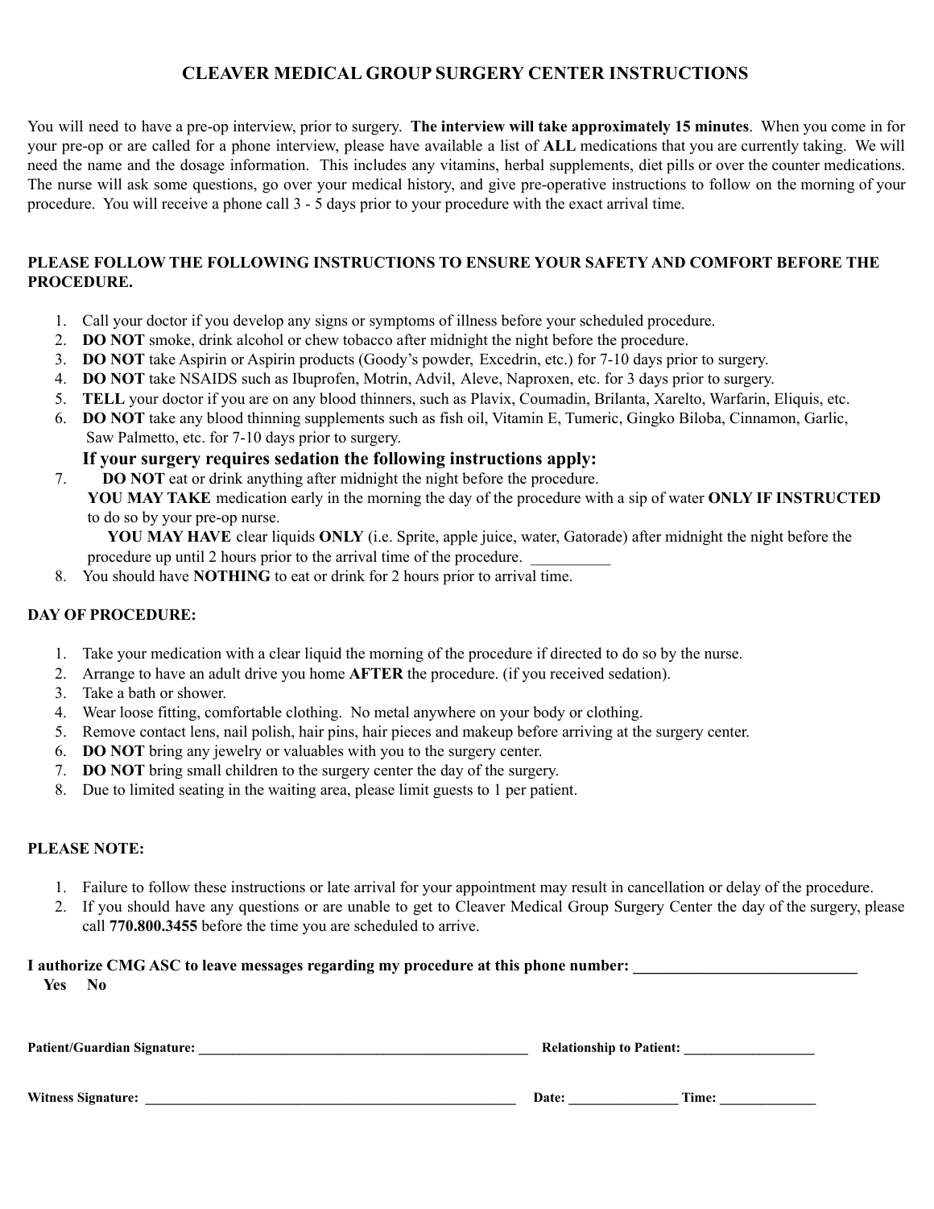# CLEAVER MEDICAL GROUP SURGERY CENTER INSTRUCTIONS

You will need to have a pre-op interview, prior to surgery. **The interview will take approximately 15 minutes**. When you come in for your pre-op or are called for a phone interview, please have available a list of **ALL** medications that you are currently taking. We will need the name and the dosage information. This includes any vitamins, herbal supplements, diet pills or over the counter medications. The nurse will ask some questions, go over your medical history, and give pre-operative instructions to follow on the morning of your procedure. You will receive a phone call 3 - 5 days prior to your procedure with the exact arrival time.

**PLEASE FOLLOW THE FOLLOWING INSTRUCTIONS TO ENSURE YOUR SAFETY AND COMFORT BEFORE THE PROCEDURE.**

1. Call your doctor if you develop any signs or symptoms of illness before your scheduled procedure.
2. **DO NOT** smoke, drink alcohol or chew tobacco after midnight the night before the procedure.
3. **DO NOT** take Aspirin or Aspirin products (Goody's powder, Excedrin, etc.) for 7-10 days prior to surgery.
4. **DO NOT** take NSAIDS such as Ibuprofen, Motrin, Advil, Aleve, Naproxen, etc. for 3 days prior to surgery.
5. **TELL** your doctor if you are on any blood thinners, such as Plavix, Coumadin, Brilanta, Xarelto, Warfarin, Eliquis, etc.
6. **DO NOT** take any blood thinning supplements such as fish oil, Vitamin E, Tumeric, Gingko Biloba, Cinnamon, Garlic, Saw Palmetto, etc. for 7-10 days prior to surgery.

   **If your surgery requires sedation the following instructions apply:**

7. **DO NOT** eat or drink anything after midnight the night before the procedure.
   **YOU MAY TAKE** medication early in the morning the day of the procedure with a sip of water **ONLY IF INSTRUCTED** to do so by your pre-op nurse.
   **YOU MAY HAVE** clear liquids **ONLY** (i.e. Sprite, apple juice, water, Gatorade) after midnight the night before the procedure up until 2 hours prior to the arrival time of the procedure. __________
8. You should have **NOTHING** to eat or drink for 2 hours prior to arrival time.

**DAY OF PROCEDURE:**

1. Take your medication with a clear liquid the morning of the procedure if directed to do so by the nurse.
2. Arrange to have an adult drive you home **AFTER** the procedure. (if you received sedation).
3. Take a bath or shower.
4. Wear loose fitting, comfortable clothing. No metal anywhere on your body or clothing.
5. Remove contact lens, nail polish, hair pins, hair pieces and makeup before arriving at the surgery center.
6. **DO NOT** bring any jewelry or valuables with you to the surgery center.
7. **DO NOT** bring small children to the surgery center the day of the surgery.
8. Due to limited seating in the waiting area, please limit guests to 1 per patient.

**PLEASE NOTE:**

1. Failure to follow these instructions or late arrival for your appointment may result in cancellation or delay of the procedure.
2. If you should have any questions or are unable to get to Cleaver Medical Group Surgery Center the day of the surgery, please call **770.800.3455** before the time you are scheduled to arrive.

**I authorize CMG ASC to leave messages regarding my procedure at this phone number: ____________________________**
**Yes No**

**Patient/Guardian Signature:** ________________________________________________ **Relationship to Patient:** __________________

**Witness Signature:** ______________________________________________________ **Date:** _______________ **Time:** _____________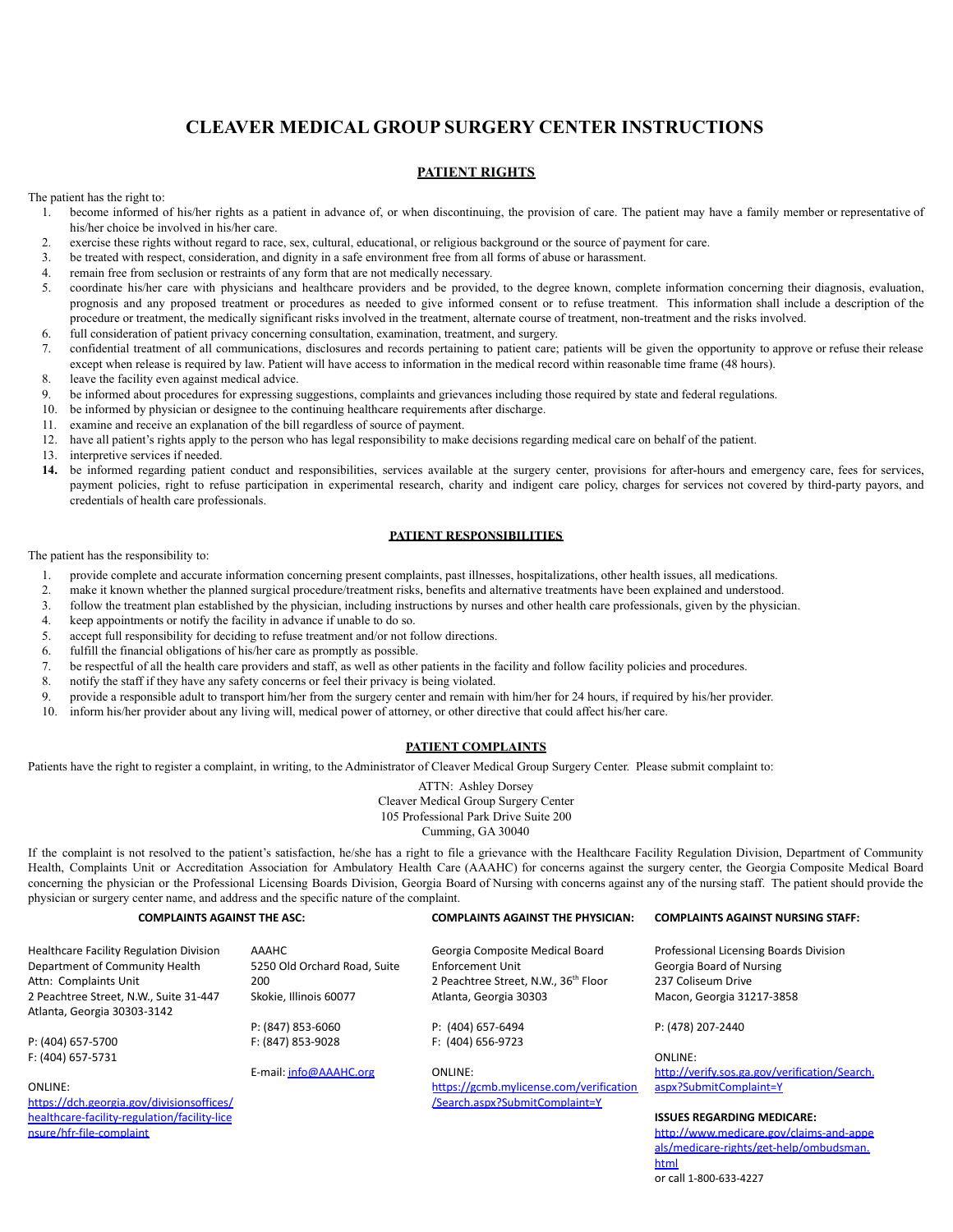# CLEAVER MEDICAL GROUP SURGERY CENTER INSTRUCTIONS

## PATIENT RIGHTS

The patient has the right to:

1. become informed of his/her rights as a patient in advance of, or when discontinuing, the provision of care. The patient may have a family member or representative of his/her choice be involved in his/her care.
2. exercise these rights without regard to race, sex, cultural, educational, or religious background or the source of payment for care.
3. be treated with respect, consideration, and dignity in a safe environment free from all forms of abuse or harassment.
4. remain free from seclusion or restraints of any form that are not medically necessary.
5. coordinate his/her care with physicians and healthcare providers and be provided, to the degree known, complete information concerning their diagnosis, evaluation, prognosis and any proposed treatment or procedures as needed to give informed consent or to refuse treatment. This information shall include a description of the procedure or treatment, the medically significant risks involved in the treatment, alternate course of treatment, non-treatment and the risks involved.
6. full consideration of patient privacy concerning consultation, examination, treatment, and surgery.
7. confidential treatment of all communications, disclosures and records pertaining to patient care; patients will be given the opportunity to approve or refuse their release except when release is required by law. Patient will have access to information in the medical record within reasonable time frame (48 hours).
8. leave the facility even against medical advice.
9. be informed about procedures for expressing suggestions, complaints and grievances including those required by state and federal regulations.
10. be informed by physician or designee to the continuing healthcare requirements after discharge.
11. examine and receive an explanation of the bill regardless of source of payment.
12. have all patient's rights apply to the person who has legal responsibility to make decisions regarding medical care on behalf of the patient.
13. interpretive services if needed.
14. be informed regarding patient conduct and responsibilities, services available at the surgery center, provisions for after-hours and emergency care, fees for services, payment policies, right to refuse participation in experimental research, charity and indigent care policy, charges for services not covered by third-party payors, and credentials of health care professionals.

## PATIENT RESPONSIBILITIES

The patient has the responsibility to:

1. provide complete and accurate information concerning present complaints, past illnesses, hospitalizations, other health issues, all medications.
2. make it known whether the planned surgical procedure/treatment risks, benefits and alternative treatments have been explained and understood.
3. follow the treatment plan established by the physician, including instructions by nurses and other health care professionals, given by the physician.
4. keep appointments or notify the facility in advance if unable to do so.
5. accept full responsibility for deciding to refuse treatment and/or not follow directions.
6. fulfill the financial obligations of his/her care as promptly as possible.
7. be respectful of all the health care providers and staff, as well as other patients in the facility and follow facility policies and procedures.
8. notify the staff if they have any safety concerns or feel their privacy is being violated.
9. provide a responsible adult to transport him/her from the surgery center and remain with him/her for 24 hours, if required by his/her provider.
10. inform his/her provider about any living will, medical power of attorney, or other directive that could affect his/her care.

## PATIENT COMPLAINTS

Patients have the right to register a complaint, in writing, to the Administrator of Cleaver Medical Group Surgery Center. Please submit complaint to:

ATTN: Ashley Dorsey
Cleaver Medical Group Surgery Center
105 Professional Park Drive Suite 200
Cumming, GA 30040

If the complaint is not resolved to the patient's satisfaction, he/she has a right to file a grievance with the Healthcare Facility Regulation Division, Department of Community Health, Complaints Unit or Accreditation Association for Ambulatory Health Care (AAAHC) for concerns against the surgery center, the Georgia Composite Medical Board concerning the physician or the Professional Licensing Boards Division, Georgia Board of Nursing with concerns against any of the nursing staff. The patient should provide the physician or surgery center name, and address and the specific nature of the complaint.

**COMPLAINTS AGAINST THE ASC:**

Healthcare Facility Regulation Division
Department of Community Health
Attn: Complaints Unit
2 Peachtree Street, N.W., Suite 31-447
Atlanta, Georgia 30303-3142

P: (404) 657-5700
F: (404) 657-5731

ONLINE:
https://dch.georgia.gov/divisionsoffices/healthcare-facility-regulation/facility-licensure/hfr-file-complaint

AAAHC
5250 Old Orchard Road, Suite 200
Skokie, Illinois 60077

P: (847) 853-6060
F: (847) 853-9028

E-mail: info@AAAHC.org

**COMPLAINTS AGAINST THE PHYSICIAN:**

Georgia Composite Medical Board
Enforcement Unit
2 Peachtree Street, N.W., 36th Floor
Atlanta, Georgia 30303

P: (404) 657-6494
F: (404) 656-9723

ONLINE:
https://gcmb.mylicense.com/verification/Search.aspx?SubmitComplaint=Y

**COMPLAINTS AGAINST NURSING STAFF:**

Professional Licensing Boards Division
Georgia Board of Nursing
237 Coliseum Drive
Macon, Georgia 31217-3858

P: (478) 207-2440

ONLINE:
http://verify.sos.ga.gov/verification/Search.aspx?SubmitComplaint=Y

**ISSUES REGARDING MEDICARE:**

http://www.medicare.gov/claims-and-appeals/medicare-rights/get-help/ombudsman.html
or call 1-800-633-4227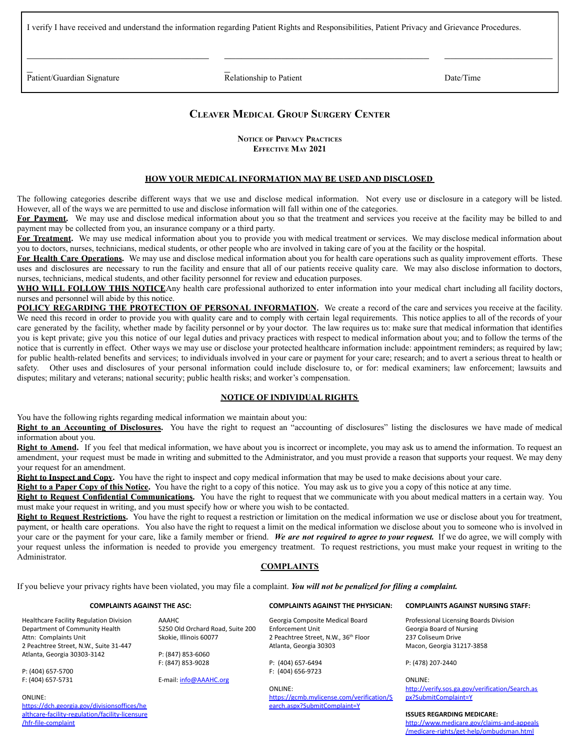I verify I have received and understand the information regarding Patient Rights and Responsibilities, Patient Privacy and Grievance Procedures.

| Patient/Guardian Signature | Relationship to Patient | Date/Time |
| --- | --- | --- |
| | | |

# Cleaver Medical Group Surgery Center

**Notice of Privacy Practices**
**Effective May 2021**

## HOW YOUR MEDICAL INFORMATION MAY BE USED AND DISCLOSED

The following categories describe different ways that we use and disclose medical information. Not every use or disclosure in a category will be listed. However, all of the ways we are permitted to use and disclose information will fall within one of the categories.

**For Payment.** We may use and disclose medical information about you so that the treatment and services you receive at the facility may be billed to and payment may be collected from you, an insurance company or a third party.

**For Treatment.** We may use medical information about you to provide you with medical treatment or services. We may disclose medical information about you to doctors, nurses, technicians, medical students, or other people who are involved in taking care of you at the facility or the hospital.

**For Health Care Operations.** We may use and disclose medical information about you for health care operations such as quality improvement efforts. These uses and disclosures are necessary to run the facility and ensure that all of our patients receive quality care. We may also disclose information to doctors, nurses, technicians, medical students, and other facility personnel for review and education purposes.

**WHO WILL FOLLOW THIS NOTICE**Any health care professional authorized to enter information into your medical chart including all facility doctors, nurses and personnel will abide by this notice.

**POLICY REGARDING THE PROTECTION OF PERSONAL INFORMATION.** We create a record of the care and services you receive at the facility. We need this record in order to provide you with quality care and to comply with certain legal requirements. This notice applies to all of the records of your care generated by the facility, whether made by facility personnel or by your doctor. The law requires us to: make sure that medical information that identifies you is kept private; give you this notice of our legal duties and privacy practices with respect to medical information about you; and to follow the terms of the notice that is currently in effect. Other ways we may use or disclose your protected healthcare information include: appointment reminders; as required by law; for public health-related benefits and services; to individuals involved in your care or payment for your care; research; and to avert a serious threat to health or safety. Other uses and disclosures of your personal information could include disclosure to, or for: medical examiners; law enforcement; lawsuits and disputes; military and veterans; national security; public health risks; and worker's compensation.

## NOTICE OF INDIVIDUAL RIGHTS

You have the following rights regarding medical information we maintain about you:

**Right to an Accounting of Disclosures.** You have the right to request an "accounting of disclosures" listing the disclosures we have made of medical information about you.

**Right to Amend.** If you feel that medical information, we have about you is incorrect or incomplete, you may ask us to amend the information. To request an amendment, your request must be made in writing and submitted to the Administrator, and you must provide a reason that supports your request. We may deny your request for an amendment.

**Right to Inspect and Copy.** You have the right to inspect and copy medical information that may be used to make decisions about your care.

**Right to a Paper Copy of this Notice.** You have the right to a copy of this notice. You may ask us to give you a copy of this notice at any time.

**Right to Request Confidential Communications.** You have the right to request that we communicate with you about medical matters in a certain way. You must make your request in writing, and you must specify how or where you wish to be contacted.

**Right to Request Restrictions.** You have the right to request a restriction or limitation on the medical information we use or disclose about you for treatment, payment, or health care operations. You also have the right to request a limit on the medical information we disclose about you to someone who is involved in your care or the payment for your care, like a family member or friend. ***We are not required to agree to your request.*** If we do agree, we will comply with your request unless the information is needed to provide you emergency treatment. To request restrictions, you must make your request in writing to the Administrator.

## COMPLAINTS

If you believe your privacy rights have been violated, you may file a complaint. ***You will not be penalized for filing a complaint.***

**COMPLAINTS AGAINST THE ASC:**

Healthcare Facility Regulation Division
Department of Community Health
Attn: Complaints Unit
2 Peachtree Street, N.W., Suite 31-447
Atlanta, Georgia 30303-3142

P: (404) 657-5700
F: (404) 657-5731

ONLINE:
https://dch.georgia.gov/divisionsoffices/healthcare-facility-regulation/facility-licensure/hfr-file-complaint

AAAHC
5250 Old Orchard Road, Suite 200
Skokie, Illinois 60077

P: (847) 853-6060
F: (847) 853-9028

E-mail: info@AAAHC.org

**COMPLAINTS AGAINST THE PHYSICIAN:**

Georgia Composite Medical Board
Enforcement Unit
2 Peachtree Street, N.W., 36th Floor
Atlanta, Georgia 30303

P: (404) 657-6494
F: (404) 656-9723

ONLINE:
https://gcmb.mylicense.com/verification/Search.aspx?SubmitComplaint=Y

**COMPLAINTS AGAINST NURSING STAFF:**

Professional Licensing Boards Division
Georgia Board of Nursing
237 Coliseum Drive
Macon, Georgia 31217-3858

P: (478) 207-2440

ONLINE:
http://verify.sos.ga.gov/verification/Search.aspx?SubmitComplaint=Y

**ISSUES REGARDING MEDICARE:**
http://www.medicare.gov/claims-and-appeals/medicare-rights/get-help/ombudsman.html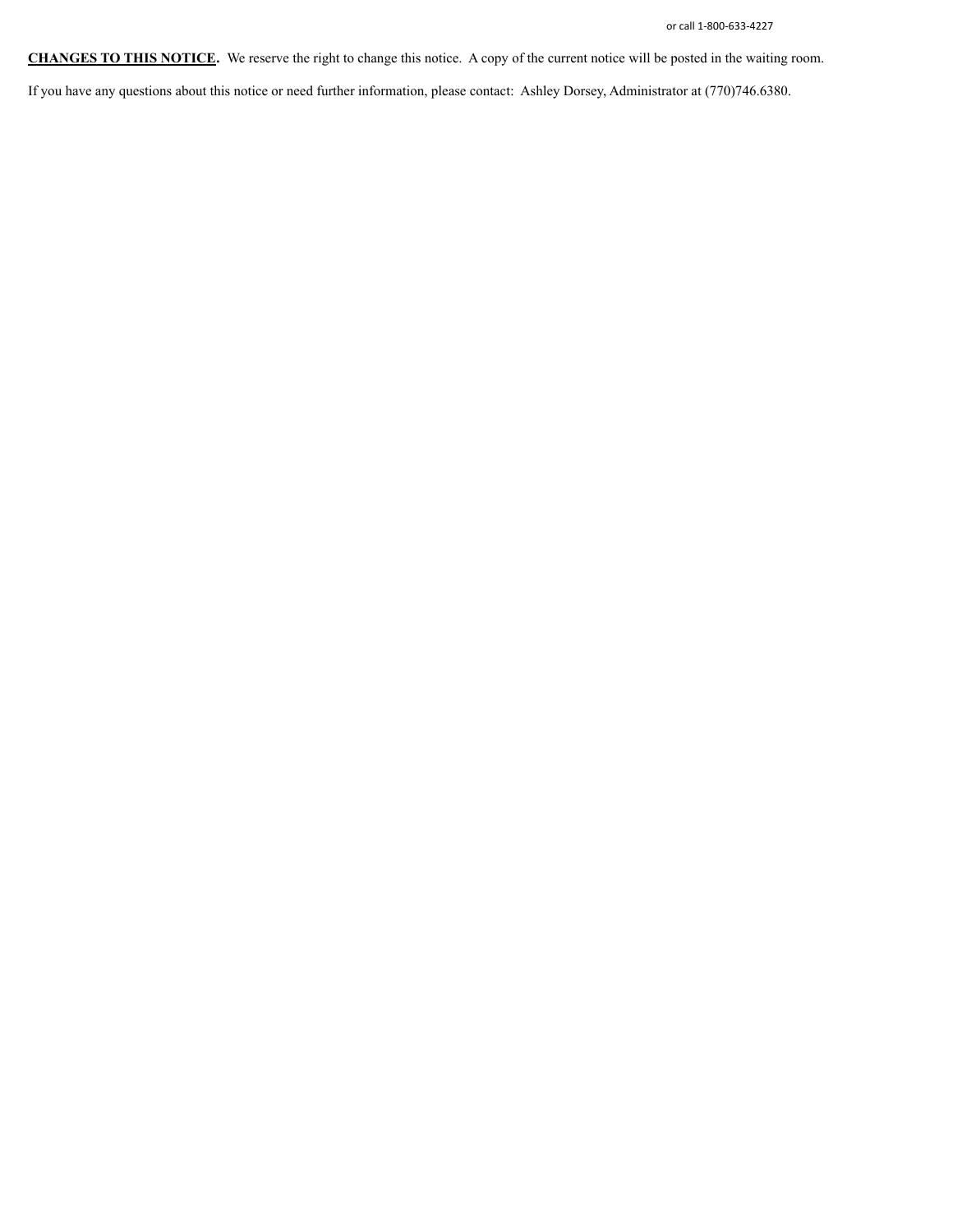or call 1-800-633-4227

**CHANGES TO THIS NOTICE.** We reserve the right to change this notice. A copy of the current notice will be posted in the waiting room.

If you have any questions about this notice or need further information, please contact: Ashley Dorsey, Administrator at (770)746.6380.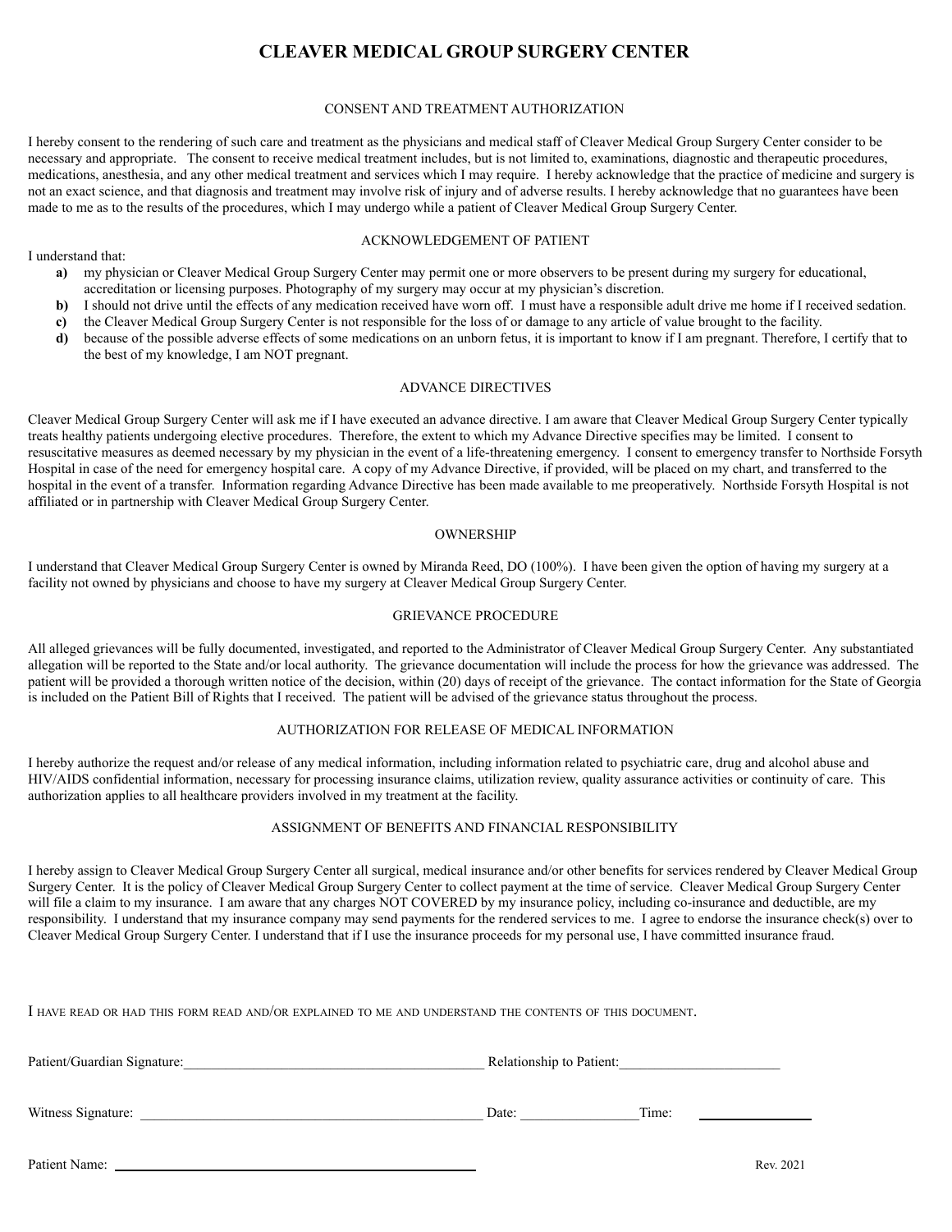# CLEAVER MEDICAL GROUP SURGERY CENTER

## CONSENT AND TREATMENT AUTHORIZATION

I hereby consent to the rendering of such care and treatment as the physicians and medical staff of Cleaver Medical Group Surgery Center consider to be necessary and appropriate. The consent to receive medical treatment includes, but is not limited to, examinations, diagnostic and therapeutic procedures, medications, anesthesia, and any other medical treatment and services which I may require. I hereby acknowledge that the practice of medicine and surgery is not an exact science, and that diagnosis and treatment may involve risk of injury and of adverse results. I hereby acknowledge that no guarantees have been made to me as to the results of the procedures, which I may undergo while a patient of Cleaver Medical Group Surgery Center.

## ACKNOWLEDGEMENT OF PATIENT

I understand that:

- **a)** my physician or Cleaver Medical Group Surgery Center may permit one or more observers to be present during my surgery for educational, accreditation or licensing purposes. Photography of my surgery may occur at my physician's discretion.
- **b)** I should not drive until the effects of any medication received have worn off. I must have a responsible adult drive me home if I received sedation.
- **c)** the Cleaver Medical Group Surgery Center is not responsible for the loss of or damage to any article of value brought to the facility.
- **d)** because of the possible adverse effects of some medications on an unborn fetus, it is important to know if I am pregnant. Therefore, I certify that to the best of my knowledge, I am NOT pregnant.

## ADVANCE DIRECTIVES

Cleaver Medical Group Surgery Center will ask me if I have executed an advance directive. I am aware that Cleaver Medical Group Surgery Center typically treats healthy patients undergoing elective procedures. Therefore, the extent to which my Advance Directive specifies may be limited. I consent to resuscitative measures as deemed necessary by my physician in the event of a life-threatening emergency. I consent to emergency transfer to Northside Forsyth Hospital in case of the need for emergency hospital care. A copy of my Advance Directive, if provided, will be placed on my chart, and transferred to the hospital in the event of a transfer. Information regarding Advance Directive has been made available to me preoperatively. Northside Forsyth Hospital is not affiliated or in partnership with Cleaver Medical Group Surgery Center.

## OWNERSHIP

I understand that Cleaver Medical Group Surgery Center is owned by Miranda Reed, DO (100%). I have been given the option of having my surgery at a facility not owned by physicians and choose to have my surgery at Cleaver Medical Group Surgery Center.

## GRIEVANCE PROCEDURE

All alleged grievances will be fully documented, investigated, and reported to the Administrator of Cleaver Medical Group Surgery Center. Any substantiated allegation will be reported to the State and/or local authority. The grievance documentation will include the process for how the grievance was addressed. The patient will be provided a thorough written notice of the decision, within (20) days of receipt of the grievance. The contact information for the State of Georgia is included on the Patient Bill of Rights that I received. The patient will be advised of the grievance status throughout the process.

## AUTHORIZATION FOR RELEASE OF MEDICAL INFORMATION

I hereby authorize the request and/or release of any medical information, including information related to psychiatric care, drug and alcohol abuse and HIV/AIDS confidential information, necessary for processing insurance claims, utilization review, quality assurance activities or continuity of care. This authorization applies to all healthcare providers involved in my treatment at the facility.

## ASSIGNMENT OF BENEFITS AND FINANCIAL RESPONSIBILITY

I hereby assign to Cleaver Medical Group Surgery Center all surgical, medical insurance and/or other benefits for services rendered by Cleaver Medical Group Surgery Center. It is the policy of Cleaver Medical Group Surgery Center to collect payment at the time of service. Cleaver Medical Group Surgery Center will file a claim to my insurance. I am aware that any charges NOT COVERED by my insurance policy, including co-insurance and deductible, are my responsibility. I understand that my insurance company may send payments for the rendered services to me. I agree to endorse the insurance check(s) over to Cleaver Medical Group Surgery Center. I understand that if I use the insurance proceeds for my personal use, I have committed insurance fraud.

I have read or had this form read and/or explained to me and understand the contents of this document.

Patient/Guardian Signature:______________________________ Relationship to Patient:____________________

Witness Signature: ______________________________ Date: ______________ Time: ______________

Patient Name: ______________________________

Rev. 2021